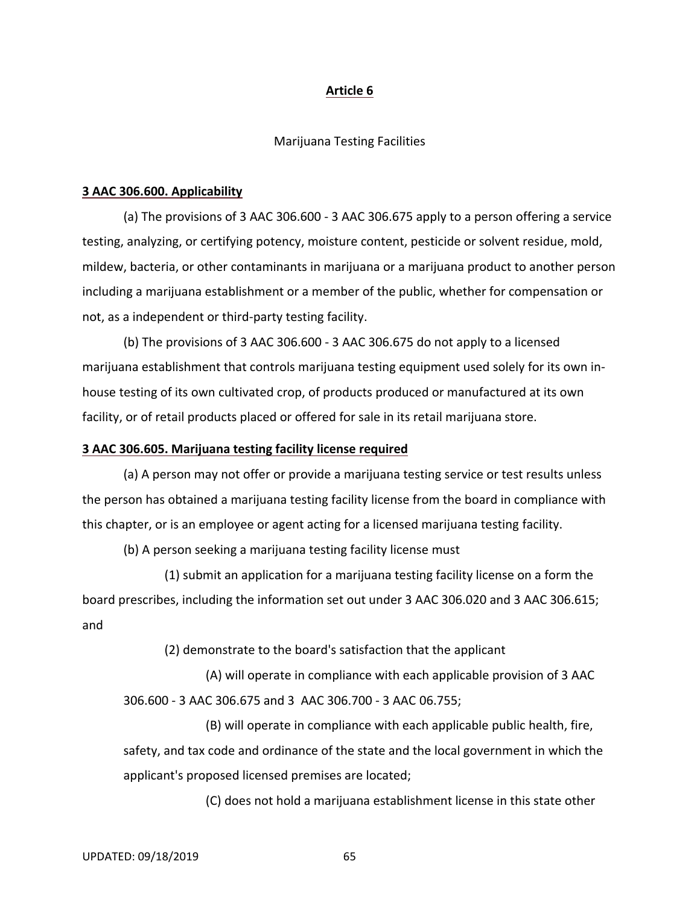**Article 6**

Marijuana Testing Facilities

**3 AAC 306.600. Applicability**

(a) The provisions of 3 AAC 306.600 - 3 AAC 306.675 apply to a person offering a service testing, analyzing, or certifying potency, moisture content, pesticide or solvent residue, mold, mildew, bacteria, or other contaminants in marijuana or a marijuana product to another person including a marijuana establishment or a member of the public, whether for compensation or not, as a independent or third-party testing facility.

(b) The provisions of 3 AAC 306.600 - 3 AAC 306.675 do not apply to a licensed marijuana establishment that controls marijuana testing equipment used solely for its own in-house testing of its own cultivated crop, of products produced or manufactured at its own facility, or of retail products placed or offered for sale in its retail marijuana store.

**3 AAC 306.605. Marijuana testing facility license required**

(a) A person may not offer or provide a marijuana testing service or test results unless the person has obtained a marijuana testing facility license from the board in compliance with this chapter, or is an employee or agent acting for a licensed marijuana testing facility.

(b) A person seeking a marijuana testing facility license must

(1) submit an application for a marijuana testing facility license on a form the board prescribes, including the information set out under 3 AAC 306.020 and 3 AAC 306.615; and

(2) demonstrate to the board's satisfaction that the applicant

(A) will operate in compliance with each applicable provision of 3 AAC 306.600 - 3 AAC 306.675 and 3 AAC 306.700 - 3 AAC 06.755;

(B) will operate in compliance with each applicable public health, fire, safety, and tax code and ordinance of the state and the local government in which the applicant's proposed licensed premises are located;

(C) does not hold a marijuana establishment license in this state other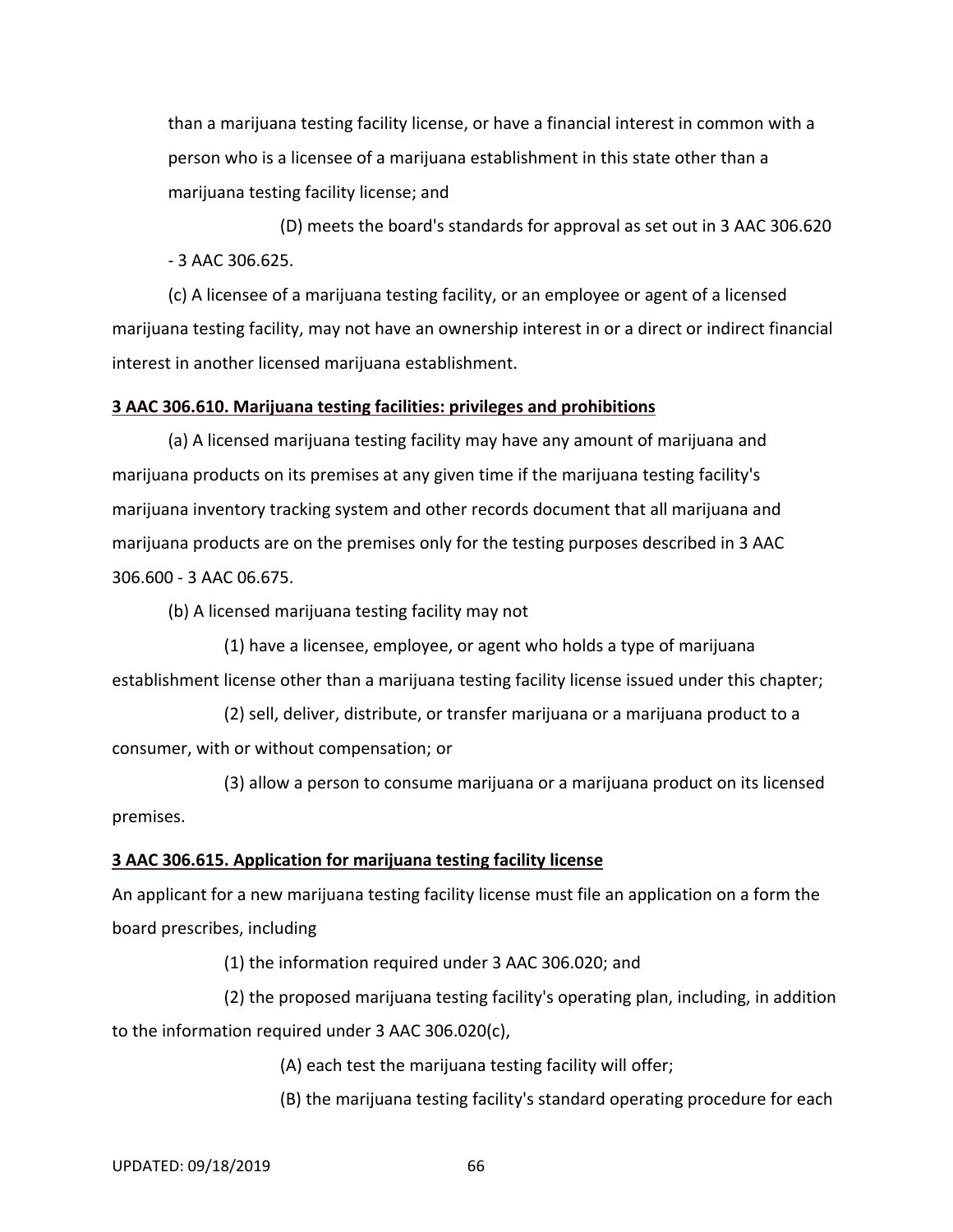than a marijuana testing facility license, or have a financial interest in common with a person who is a licensee of a marijuana establishment in this state other than a marijuana testing facility license; and

(D) meets the board's standards for approval as set out in 3 AAC 306.620 - 3 AAC 306.625.

(c) A licensee of a marijuana testing facility, or an employee or agent of a licensed marijuana testing facility, may not have an ownership interest in or a direct or indirect financial interest in another licensed marijuana establishment.

**3 AAC 306.610. Marijuana testing facilities: privileges and prohibitions**

(a) A licensed marijuana testing facility may have any amount of marijuana and marijuana products on its premises at any given time if the marijuana testing facility's marijuana inventory tracking system and other records document that all marijuana and marijuana products are on the premises only for the testing purposes described in 3 AAC 306.600 - 3 AAC 06.675.

(b) A licensed marijuana testing facility may not

(1) have a licensee, employee, or agent who holds a type of marijuana establishment license other than a marijuana testing facility license issued under this chapter;

(2) sell, deliver, distribute, or transfer marijuana or a marijuana product to a consumer, with or without compensation; or

(3) allow a person to consume marijuana or a marijuana product on its licensed premises.

**3 AAC 306.615. Application for marijuana testing facility license**

An applicant for a new marijuana testing facility license must file an application on a form the board prescribes, including

(1) the information required under 3 AAC 306.020; and

(2) the proposed marijuana testing facility's operating plan, including, in addition to the information required under 3 AAC 306.020(c),

(A) each test the marijuana testing facility will offer;

(B) the marijuana testing facility's standard operating procedure for each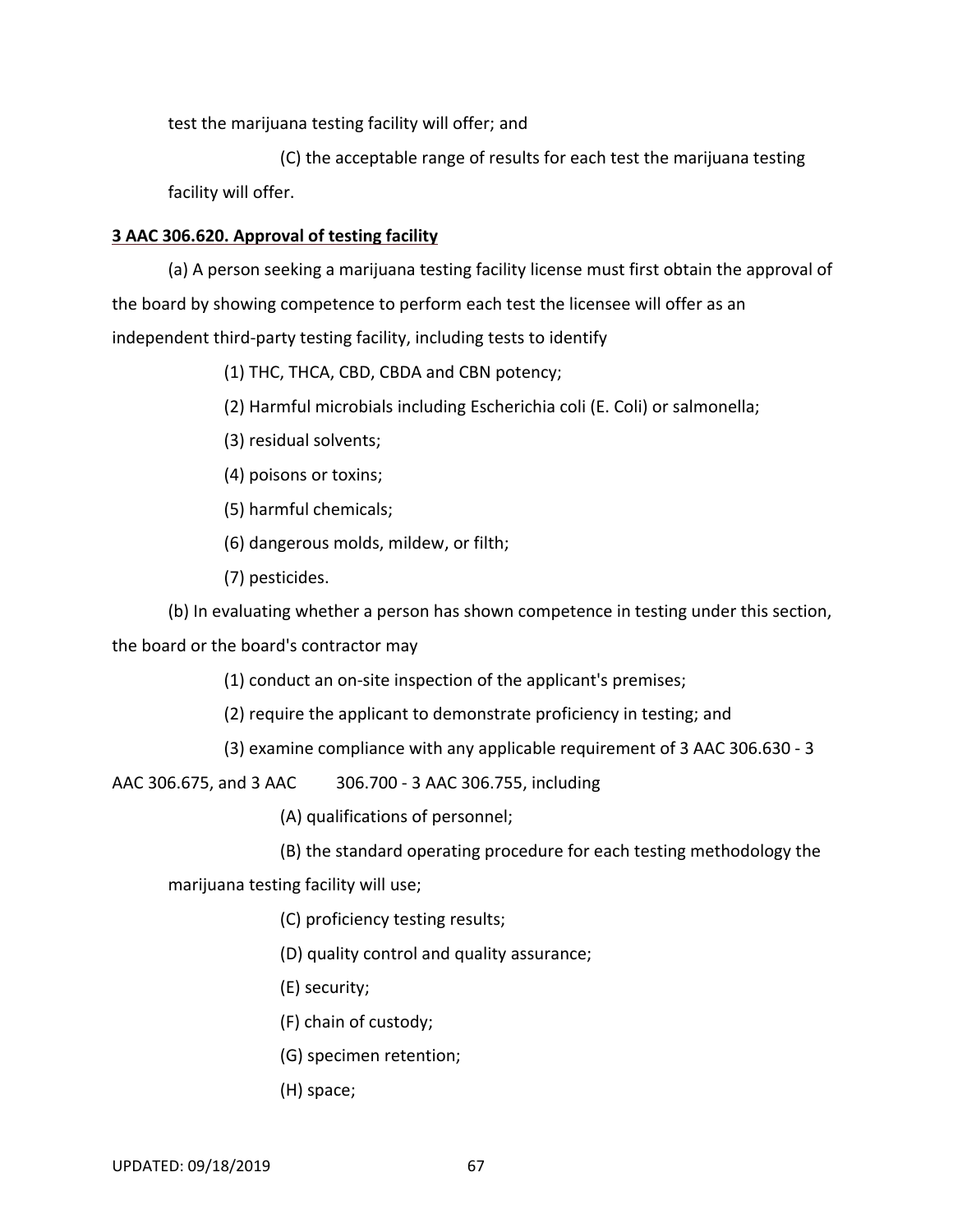test the marijuana testing facility will offer; and

(C) the acceptable range of results for each test the marijuana testing facility will offer.

**3 AAC 306.620. Approval of testing facility**

(a) A person seeking a marijuana testing facility license must first obtain the approval of the board by showing competence to perform each test the licensee will offer as an independent third-party testing facility, including tests to identify

(1) THC, THCA, CBD, CBDA and CBN potency;

(2) Harmful microbials including Escherichia coli (E. Coli) or salmonella;

(3) residual solvents;

(4) poisons or toxins;

(5) harmful chemicals;

(6) dangerous molds, mildew, or filth;

(7) pesticides.

(b) In evaluating whether a person has shown competence in testing under this section, the board or the board's contractor may

(1) conduct an on-site inspection of the applicant's premises;

(2) require the applicant to demonstrate proficiency in testing; and

(3) examine compliance with any applicable requirement of 3 AAC 306.630 - 3 AAC 306.675, and 3 AAC 306.700 - 3 AAC 306.755, including

(A) qualifications of personnel;

(B) the standard operating procedure for each testing methodology the marijuana testing facility will use;

(C) proficiency testing results;

(D) quality control and quality assurance;

(E) security;

(F) chain of custody;

(G) specimen retention;

(H) space;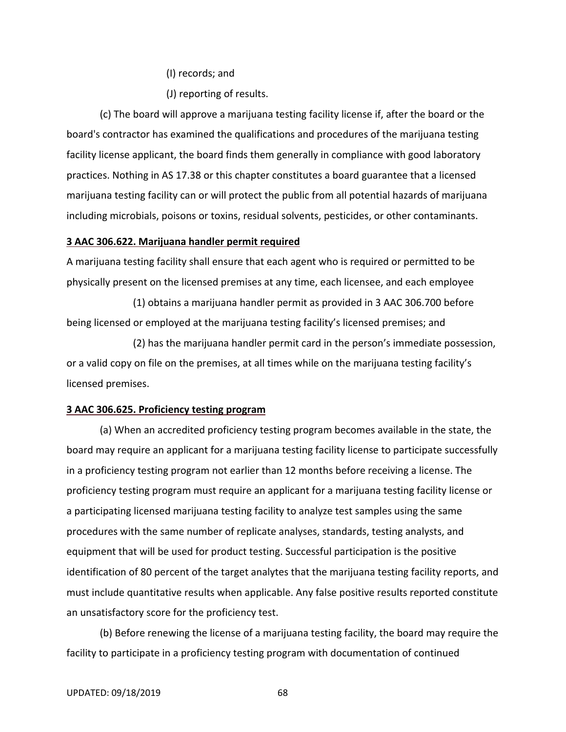(I) records; and

(J) reporting of results.

(c) The board will approve a marijuana testing facility license if, after the board or the board's contractor has examined the qualifications and procedures of the marijuana testing facility license applicant, the board finds them generally in compliance with good laboratory practices. Nothing in AS 17.38 or this chapter constitutes a board guarantee that a licensed marijuana testing facility can or will protect the public from all potential hazards of marijuana including microbials, poisons or toxins, residual solvents, pesticides, or other contaminants.

**3 AAC 306.622. Marijuana handler permit required**

A marijuana testing facility shall ensure that each agent who is required or permitted to be physically present on the licensed premises at any time, each licensee, and each employee

(1) obtains a marijuana handler permit as provided in 3 AAC 306.700 before being licensed or employed at the marijuana testing facility's licensed premises; and

(2) has the marijuana handler permit card in the person's immediate possession, or a valid copy on file on the premises, at all times while on the marijuana testing facility's licensed premises.

**3 AAC 306.625. Proficiency testing program**

(a) When an accredited proficiency testing program becomes available in the state, the board may require an applicant for a marijuana testing facility license to participate successfully in a proficiency testing program not earlier than 12 months before receiving a license. The proficiency testing program must require an applicant for a marijuana testing facility license or a participating licensed marijuana testing facility to analyze test samples using the same procedures with the same number of replicate analyses, standards, testing analysts, and equipment that will be used for product testing. Successful participation is the positive identification of 80 percent of the target analytes that the marijuana testing facility reports, and must include quantitative results when applicable. Any false positive results reported constitute an unsatisfactory score for the proficiency test.

(b) Before renewing the license of a marijuana testing facility, the board may require the facility to participate in a proficiency testing program with documentation of continued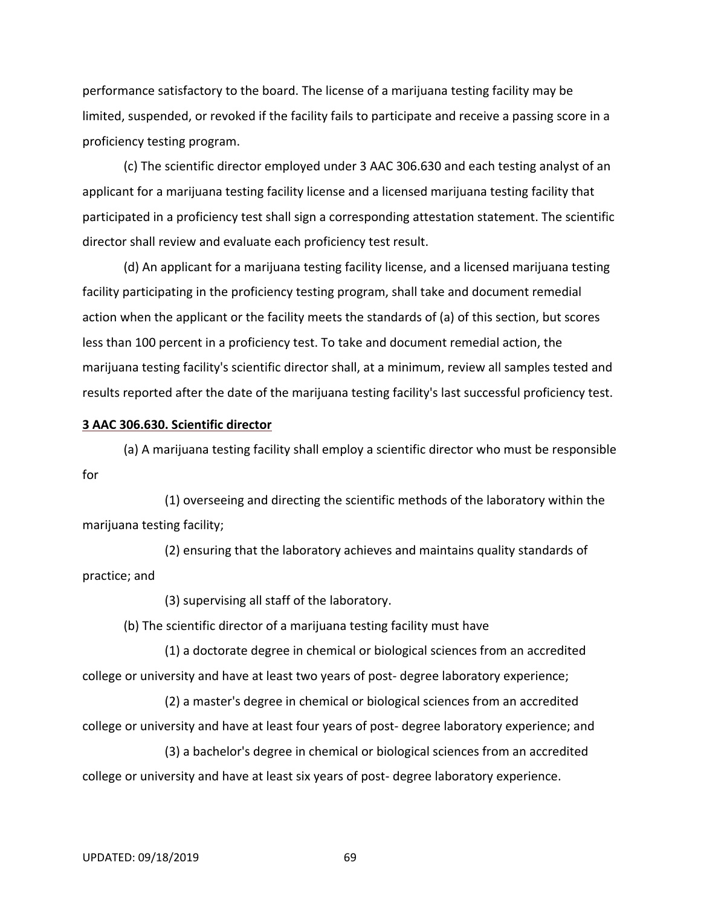performance satisfactory to the board. The license of a marijuana testing facility may be limited, suspended, or revoked if the facility fails to participate and receive a passing score in a proficiency testing program.

(c) The scientific director employed under 3 AAC 306.630 and each testing analyst of an applicant for a marijuana testing facility license and a licensed marijuana testing facility that participated in a proficiency test shall sign a corresponding attestation statement. The scientific director shall review and evaluate each proficiency test result.

(d) An applicant for a marijuana testing facility license, and a licensed marijuana testing facility participating in the proficiency testing program, shall take and document remedial action when the applicant or the facility meets the standards of (a) of this section, but scores less than 100 percent in a proficiency test. To take and document remedial action, the marijuana testing facility's scientific director shall, at a minimum, review all samples tested and results reported after the date of the marijuana testing facility's last successful proficiency test.

**3 AAC 306.630. Scientific director**

(a) A marijuana testing facility shall employ a scientific director who must be responsible for

(1) overseeing and directing the scientific methods of the laboratory within the marijuana testing facility;

(2) ensuring that the laboratory achieves and maintains quality standards of practice; and

(3) supervising all staff of the laboratory.

(b) The scientific director of a marijuana testing facility must have

(1) a doctorate degree in chemical or biological sciences from an accredited college or university and have at least two years of post- degree laboratory experience;

(2) a master's degree in chemical or biological sciences from an accredited college or university and have at least four years of post- degree laboratory experience; and

(3) a bachelor's degree in chemical or biological sciences from an accredited college or university and have at least six years of post- degree laboratory experience.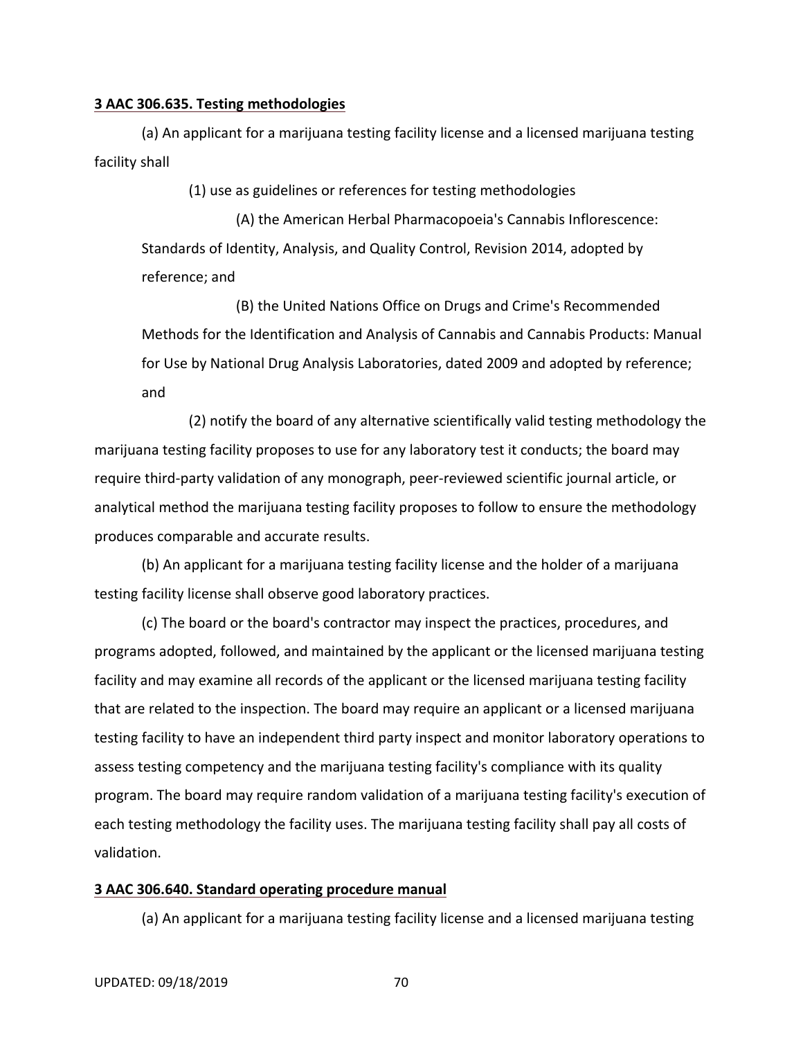**3 AAC 306.635. Testing methodologies**

(a) An applicant for a marijuana testing facility license and a licensed marijuana testing facility shall

(1) use as guidelines or references for testing methodologies

(A) the American Herbal Pharmacopoeia's Cannabis Inflorescence: Standards of Identity, Analysis, and Quality Control, Revision 2014, adopted by reference; and

(B) the United Nations Office on Drugs and Crime's Recommended Methods for the Identification and Analysis of Cannabis and Cannabis Products: Manual for Use by National Drug Analysis Laboratories, dated 2009 and adopted by reference; and

(2) notify the board of any alternative scientifically valid testing methodology the marijuana testing facility proposes to use for any laboratory test it conducts; the board may require third-party validation of any monograph, peer-reviewed scientific journal article, or analytical method the marijuana testing facility proposes to follow to ensure the methodology produces comparable and accurate results.

(b) An applicant for a marijuana testing facility license and the holder of a marijuana testing facility license shall observe good laboratory practices.

(c) The board or the board's contractor may inspect the practices, procedures, and programs adopted, followed, and maintained by the applicant or the licensed marijuana testing facility and may examine all records of the applicant or the licensed marijuana testing facility that are related to the inspection. The board may require an applicant or a licensed marijuana testing facility to have an independent third party inspect and monitor laboratory operations to assess testing competency and the marijuana testing facility's compliance with its quality program. The board may require random validation of a marijuana testing facility's execution of each testing methodology the facility uses. The marijuana testing facility shall pay all costs of validation.

**3 AAC 306.640. Standard operating procedure manual**

(a) An applicant for a marijuana testing facility license and a licensed marijuana testing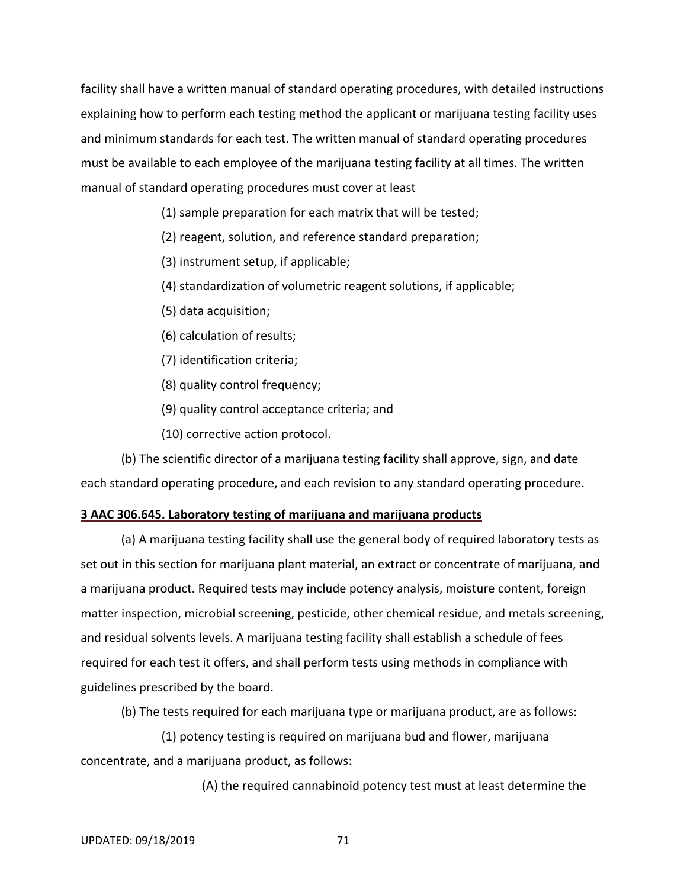facility shall have a written manual of standard operating procedures, with detailed instructions explaining how to perform each testing method the applicant or marijuana testing facility uses and minimum standards for each test. The written manual of standard operating procedures must be available to each employee of the marijuana testing facility at all times. The written manual of standard operating procedures must cover at least

(1) sample preparation for each matrix that will be tested;

(2) reagent, solution, and reference standard preparation;

(3) instrument setup, if applicable;

(4) standardization of volumetric reagent solutions, if applicable;

(5) data acquisition;

(6) calculation of results;

(7) identification criteria;

(8) quality control frequency;

(9) quality control acceptance criteria; and

(10) corrective action protocol.

(b) The scientific director of a marijuana testing facility shall approve, sign, and date each standard operating procedure, and each revision to any standard operating procedure.

**3 AAC 306.645. Laboratory testing of marijuana and marijuana products**

(a) A marijuana testing facility shall use the general body of required laboratory tests as set out in this section for marijuana plant material, an extract or concentrate of marijuana, and a marijuana product. Required tests may include potency analysis, moisture content, foreign matter inspection, microbial screening, pesticide, other chemical residue, and metals screening, and residual solvents levels. A marijuana testing facility shall establish a schedule of fees required for each test it offers, and shall perform tests using methods in compliance with guidelines prescribed by the board.

(b) The tests required for each marijuana type or marijuana product, are as follows:

(1) potency testing is required on marijuana bud and flower, marijuana concentrate, and a marijuana product, as follows:

(A) the required cannabinoid potency test must at least determine the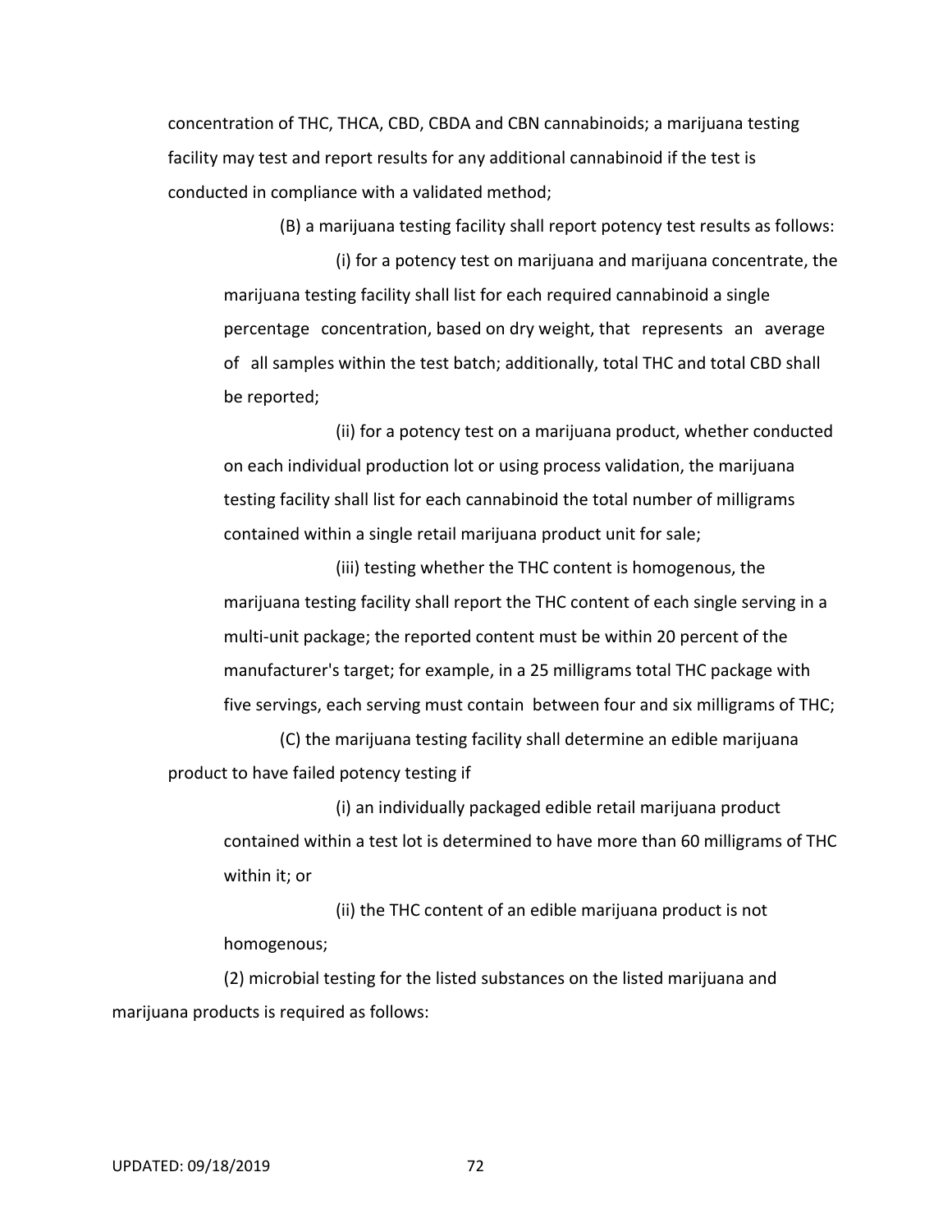concentration of THC, THCA, CBD, CBDA and CBN cannabinoids; a marijuana testing facility may test and report results for any additional cannabinoid if the test is conducted in compliance with a validated method;

(B) a marijuana testing facility shall report potency test results as follows:

(i) for a potency test on marijuana and marijuana concentrate, the marijuana testing facility shall list for each required cannabinoid a single percentage concentration, based on dry weight, that represents an average of all samples within the test batch; additionally, total THC and total CBD shall be reported;

(ii) for a potency test on a marijuana product, whether conducted on each individual production lot or using process validation, the marijuana testing facility shall list for each cannabinoid the total number of milligrams contained within a single retail marijuana product unit for sale;

(iii) testing whether the THC content is homogenous, the marijuana testing facility shall report the THC content of each single serving in a multi-unit package; the reported content must be within 20 percent of the manufacturer's target; for example, in a 25 milligrams total THC package with five servings, each serving must contain between four and six milligrams of THC;

(C) the marijuana testing facility shall determine an edible marijuana product to have failed potency testing if

(i) an individually packaged edible retail marijuana product contained within a test lot is determined to have more than 60 milligrams of THC within it; or

(ii) the THC content of an edible marijuana product is not homogenous;

(2) microbial testing for the listed substances on the listed marijuana and marijuana products is required as follows: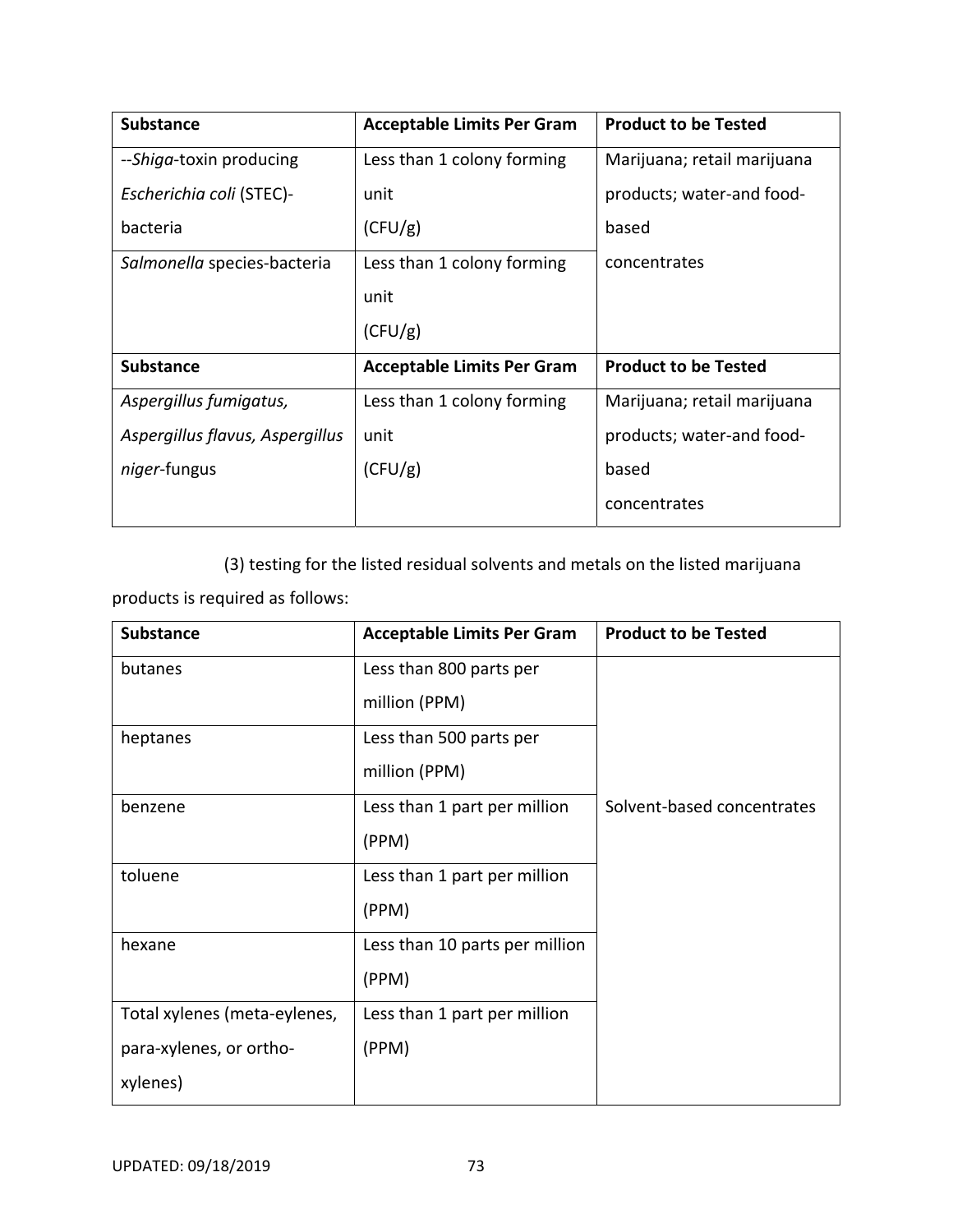| Substance | Acceptable Limits Per Gram | Product to be Tested |
|---|---|---|
| --*Shiga*-toxin producing *Escherichia coli* (STEC)-bacteria | Less than 1 colony forming unit (CFU/g) | Marijuana; retail marijuana products; water-and food-based concentrates |
| *Salmonella* species-bacteria | Less than 1 colony forming unit (CFU/g) | |
| **Substance** | **Acceptable Limits Per Gram** | **Product to be Tested** |
| *Aspergillus fumigatus, Aspergillus flavus, Aspergillus niger*-fungus | Less than 1 colony forming unit (CFU/g) | Marijuana; retail marijuana products; water-and food-based concentrates |

(3) testing for the listed residual solvents and metals on the listed marijuana products is required as follows:

| Substance | Acceptable Limits Per Gram | Product to be Tested |
|---|---|---|
| butanes | Less than 800 parts per million (PPM) | Solvent-based concentrates |
| heptanes | Less than 500 parts per million (PPM) | |
| benzene | Less than 1 part per million (PPM) | |
| toluene | Less than 1 part per million (PPM) | |
| hexane | Less than 10 parts per million (PPM) | |
| Total xylenes (meta-eylenes, para-xylenes, or ortho-xylenes) | Less than 1 part per million (PPM) | |

UPDATED: 09/18/2019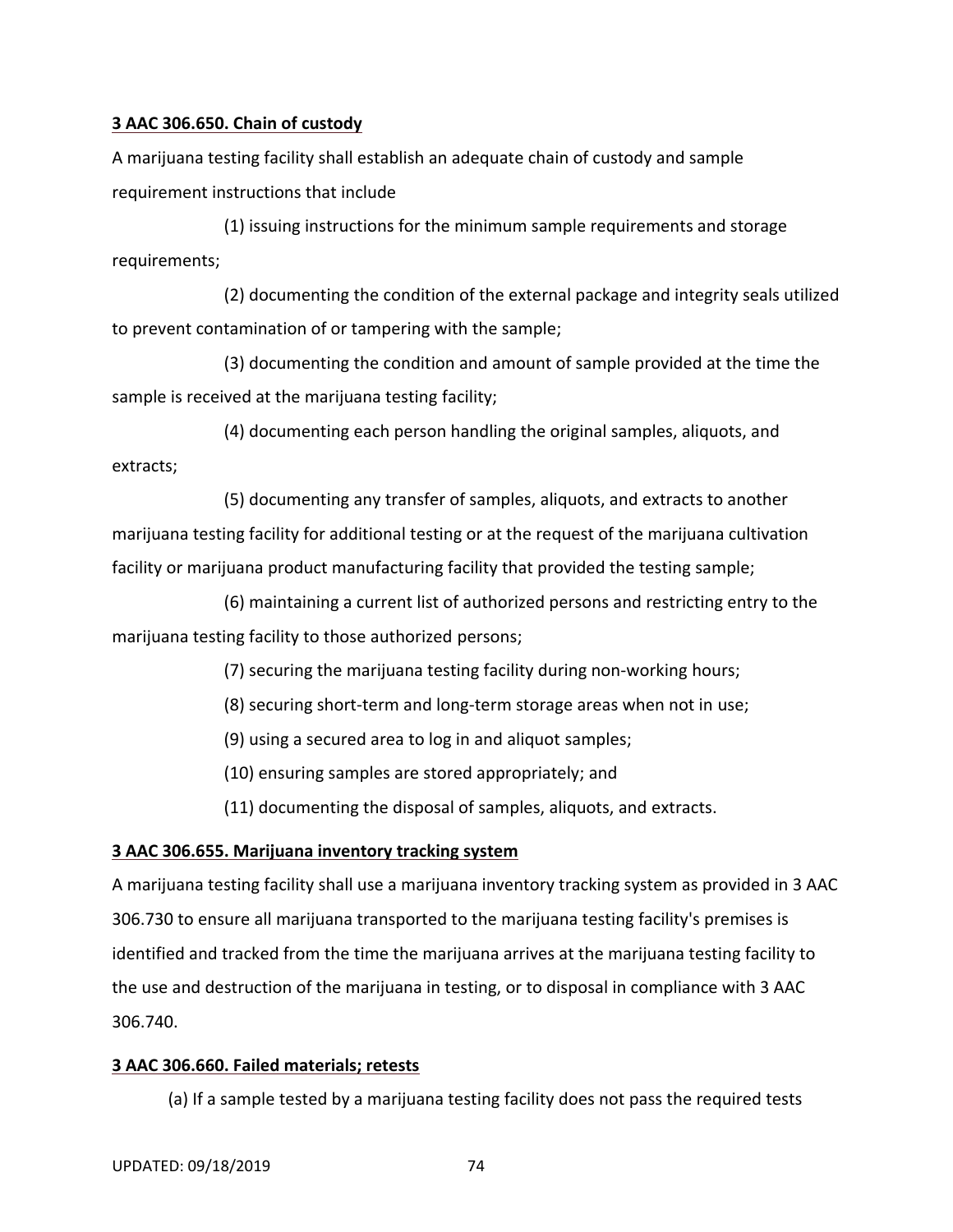**3 AAC 306.650. Chain of custody**

A marijuana testing facility shall establish an adequate chain of custody and sample requirement instructions that include

(1) issuing instructions for the minimum sample requirements and storage requirements;

(2) documenting the condition of the external package and integrity seals utilized to prevent contamination of or tampering with the sample;

(3) documenting the condition and amount of sample provided at the time the sample is received at the marijuana testing facility;

(4) documenting each person handling the original samples, aliquots, and extracts;

(5) documenting any transfer of samples, aliquots, and extracts to another marijuana testing facility for additional testing or at the request of the marijuana cultivation facility or marijuana product manufacturing facility that provided the testing sample;

(6) maintaining a current list of authorized persons and restricting entry to the marijuana testing facility to those authorized persons;

(7) securing the marijuana testing facility during non-working hours;

(8) securing short-term and long-term storage areas when not in use;

(9) using a secured area to log in and aliquot samples;

(10) ensuring samples are stored appropriately; and

(11) documenting the disposal of samples, aliquots, and extracts.

**3 AAC 306.655. Marijuana inventory tracking system**

A marijuana testing facility shall use a marijuana inventory tracking system as provided in 3 AAC 306.730 to ensure all marijuana transported to the marijuana testing facility's premises is identified and tracked from the time the marijuana arrives at the marijuana testing facility to the use and destruction of the marijuana in testing, or to disposal in compliance with 3 AAC 306.740.

**3 AAC 306.660. Failed materials; retests**

(a) If a sample tested by a marijuana testing facility does not pass the required tests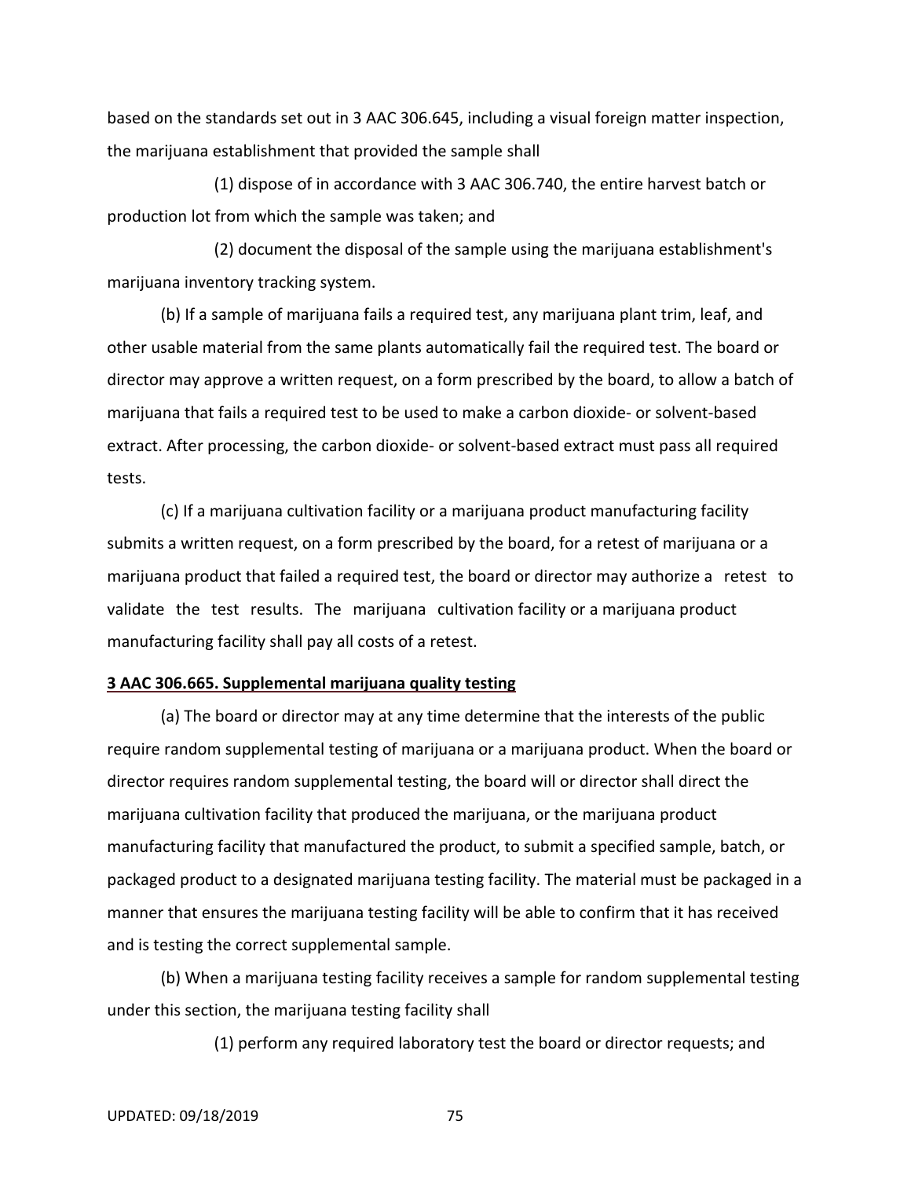based on the standards set out in 3 AAC 306.645, including a visual foreign matter inspection, the marijuana establishment that provided the sample shall

(1) dispose of in accordance with 3 AAC 306.740, the entire harvest batch or production lot from which the sample was taken; and

(2) document the disposal of the sample using the marijuana establishment's marijuana inventory tracking system.

(b) If a sample of marijuana fails a required test, any marijuana plant trim, leaf, and other usable material from the same plants automatically fail the required test. The board or director may approve a written request, on a form prescribed by the board, to allow a batch of marijuana that fails a required test to be used to make a carbon dioxide- or solvent-based extract. After processing, the carbon dioxide- or solvent-based extract must pass all required tests.

(c) If a marijuana cultivation facility or a marijuana product manufacturing facility submits a written request, on a form prescribed by the board, for a retest of marijuana or a marijuana product that failed a required test, the board or director may authorize a retest to validate the test results. The marijuana cultivation facility or a marijuana product manufacturing facility shall pay all costs of a retest.

**3 AAC 306.665. Supplemental marijuana quality testing**

(a) The board or director may at any time determine that the interests of the public require random supplemental testing of marijuana or a marijuana product. When the board or director requires random supplemental testing, the board will or director shall direct the marijuana cultivation facility that produced the marijuana, or the marijuana product manufacturing facility that manufactured the product, to submit a specified sample, batch, or packaged product to a designated marijuana testing facility. The material must be packaged in a manner that ensures the marijuana testing facility will be able to confirm that it has received and is testing the correct supplemental sample.

(b) When a marijuana testing facility receives a sample for random supplemental testing under this section, the marijuana testing facility shall

(1) perform any required laboratory test the board or director requests; and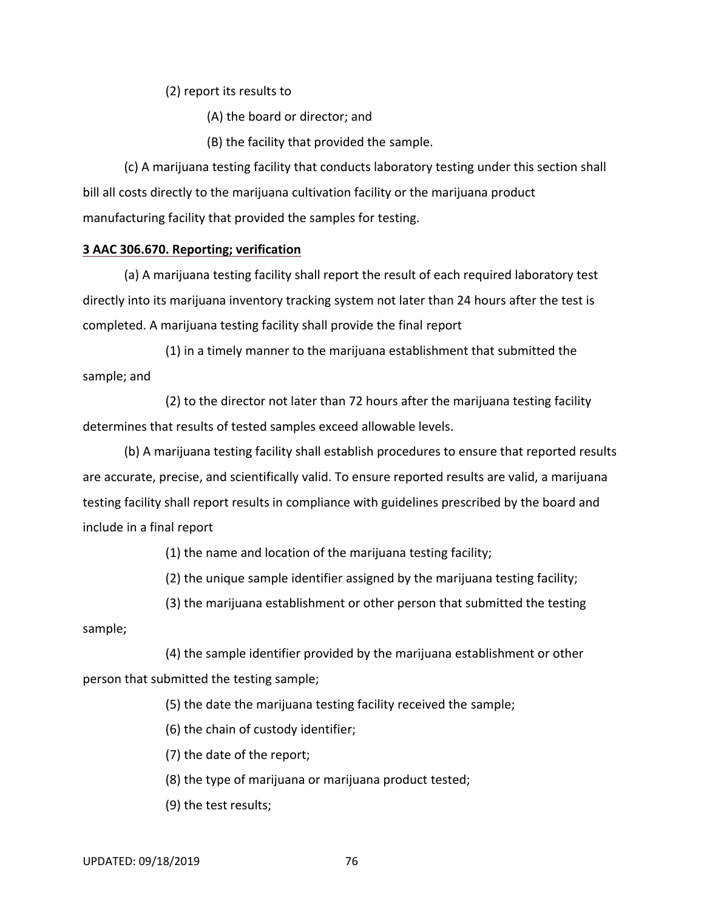(2) report its results to

(A) the board or director; and

(B) the facility that provided the sample.

(c) A marijuana testing facility that conducts laboratory testing under this section shall bill all costs directly to the marijuana cultivation facility or the marijuana product manufacturing facility that provided the samples for testing.

**3 AAC 306.670. Reporting; verification**

(a) A marijuana testing facility shall report the result of each required laboratory test directly into its marijuana inventory tracking system not later than 24 hours after the test is completed. A marijuana testing facility shall provide the final report

(1) in a timely manner to the marijuana establishment that submitted the sample; and

(2) to the director not later than 72 hours after the marijuana testing facility determines that results of tested samples exceed allowable levels.

(b) A marijuana testing facility shall establish procedures to ensure that reported results are accurate, precise, and scientifically valid. To ensure reported results are valid, a marijuana testing facility shall report results in compliance with guidelines prescribed by the board and include in a final report

(1) the name and location of the marijuana testing facility;

(2) the unique sample identifier assigned by the marijuana testing facility;

(3) the marijuana establishment or other person that submitted the testing sample;

(4) the sample identifier provided by the marijuana establishment or other person that submitted the testing sample;

(5) the date the marijuana testing facility received the sample;

(6) the chain of custody identifier;

(7) the date of the report;

(8) the type of marijuana or marijuana product tested;

(9) the test results;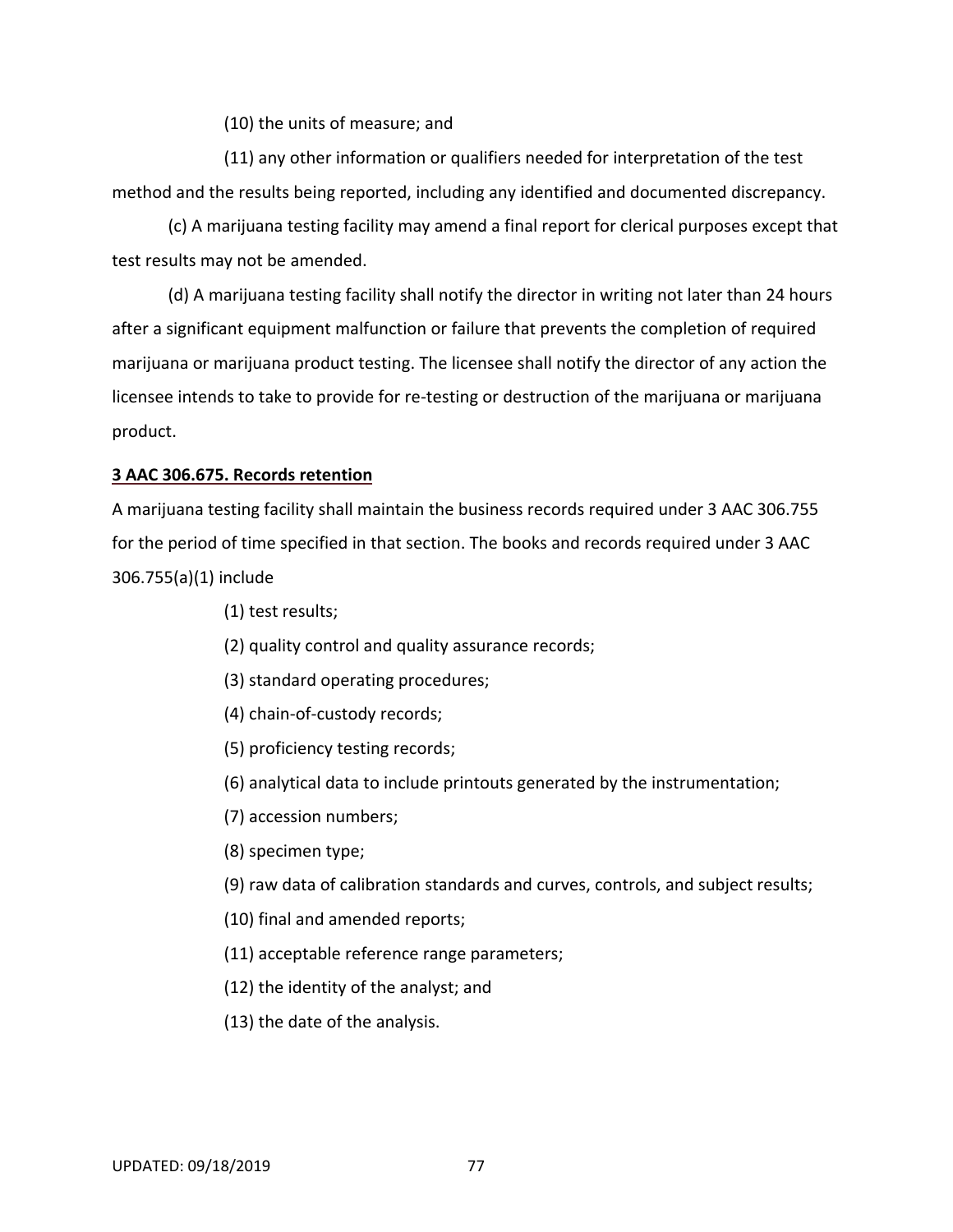(10) the units of measure; and

(11) any other information or qualifiers needed for interpretation of the test method and the results being reported, including any identified and documented discrepancy.

(c) A marijuana testing facility may amend a final report for clerical purposes except that test results may not be amended.

(d) A marijuana testing facility shall notify the director in writing not later than 24 hours after a significant equipment malfunction or failure that prevents the completion of required marijuana or marijuana product testing. The licensee shall notify the director of any action the licensee intends to take to provide for re-testing or destruction of the marijuana or marijuana product.

**3 AAC 306.675. Records retention**

A marijuana testing facility shall maintain the business records required under 3 AAC 306.755 for the period of time specified in that section. The books and records required under 3 AAC 306.755(a)(1) include

(1) test results;

(2) quality control and quality assurance records;

(3) standard operating procedures;

(4) chain-of-custody records;

(5) proficiency testing records;

(6) analytical data to include printouts generated by the instrumentation;

(7) accession numbers;

(8) specimen type;

(9) raw data of calibration standards and curves, controls, and subject results;

(10) final and amended reports;

(11) acceptable reference range parameters;

(12) the identity of the analyst; and

(13) the date of the analysis.